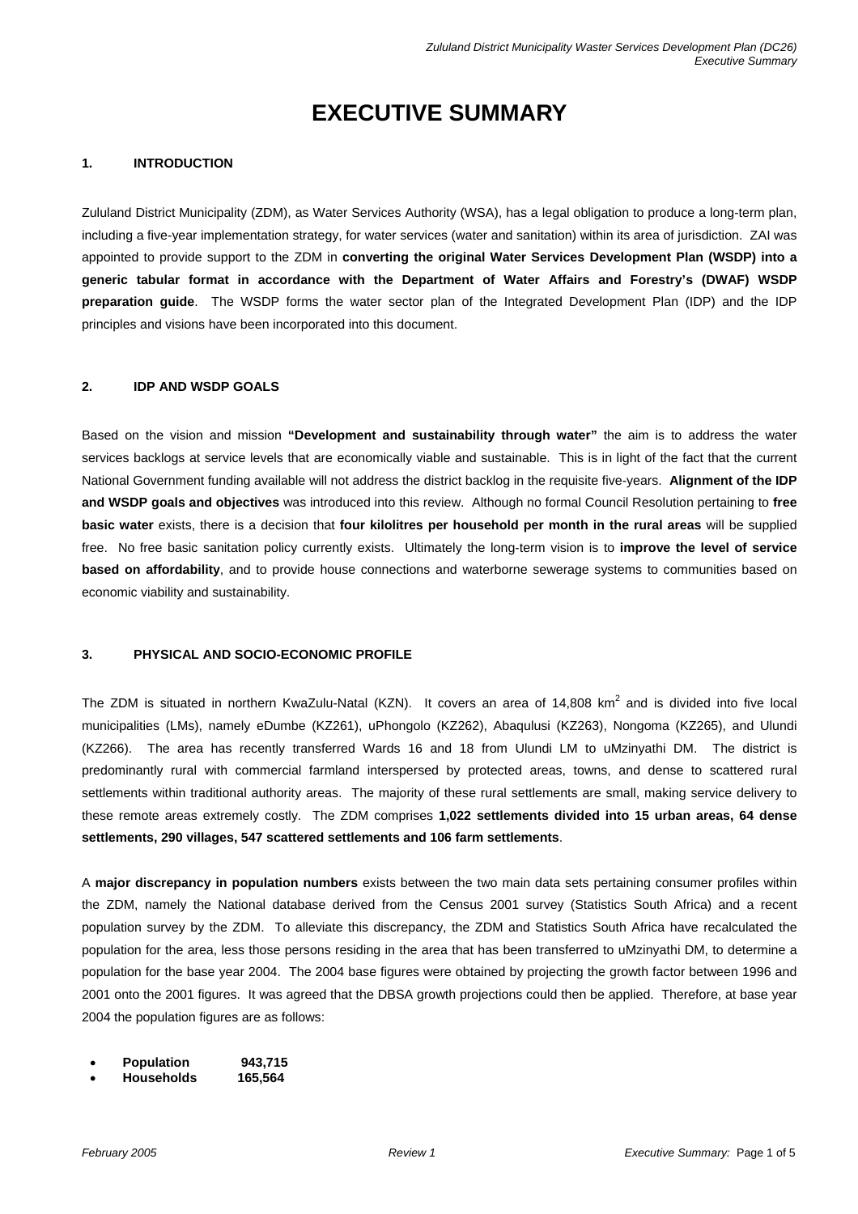# EXECUTIVE SUMMARY

## 1. INTRODUCTION

Zululand District Municipality (ZDM), as Water Services Authority (WSA), has a legal obligation to produce a long-term plan, including a five-year implementation strategy, for water services (water and sanitation) within its area of jurisdiction. ZAI was appointed to provide support to the ZDM in **converting the original Water Services Development Plan (WSDP) into a generic tabular format in accordance with the Department of Water Affairs and Forestry's (DWAF) WSDP preparation guide**. The WSDP forms the water sector plan of the Integrated Development Plan (IDP) and the IDP principles and visions have been incorporated into this document.

## 2. IDP AND WSDP GOALS

Based on the vision and mission **"Development and sustainability through water"** the aim is to address the water services backlogs at service levels that are economically viable and sustainable. This is in light of the fact that the current National Government funding available will not address the district backlog in the requisite five-years. **Alignment of the IDP and WSDP goals and objectives** was introduced into this review. Although no formal Council Resolution pertaining to **free basic water** exists, there is a decision that **four kilolitres per household per month in the rural areas** will be supplied free. No free basic sanitation policy currently exists. Ultimately the long-term vision is to **improve the level of service based on affordability**, and to provide house connections and waterborne sewerage systems to communities based on economic viability and sustainability.

## 3. PHYSICAL AND SOCIO-ECONOMIC PROFILE

The ZDM is situated in northern KwaZulu-Natal (KZN). It covers an area of 14,808 $km^2$ and is divided into five local municipalities (LMs), namely eDumbe (KZ261), uPhongolo (KZ262), Abaqulusi (KZ263), Nongoma (KZ265), and Ulundi (KZ266). The area has recently transferred Wards 16 and 18 from Ulundi LM to uMzinyathi DM. The district is predominantly rural with commercial farmland interspersed by protected areas, towns, and dense to scattered rural settlements within traditional authority areas. The majority of these rural settlements are small, making service delivery to these remote areas extremely costly. The ZDM comprises **1,022 settlements divided into 15 urban areas, 64 dense settlements, 290 villages, 547 scattered settlements and 106 farm settlements**.

A **major discrepancy in population numbers** exists between the two main data sets pertaining consumer profiles within the ZDM, namely the National database derived from the Census 2001 survey (Statistics South Africa) and a recent population survey by the ZDM. To alleviate this discrepancy, the ZDM and Statistics South Africa have recalculated the population for the area, less those persons residing in the area that has been transferred to uMzinyathi DM, to determine a population for the base year 2004. The 2004 base figures were obtained by projecting the growth factor between 1996 and 2001 onto the 2001 figures. It was agreed that the DBSA growth projections could then be applied. Therefore, at base year 2004 the population figures are as follows:

- **Population 943,715**
- **Households 165,564**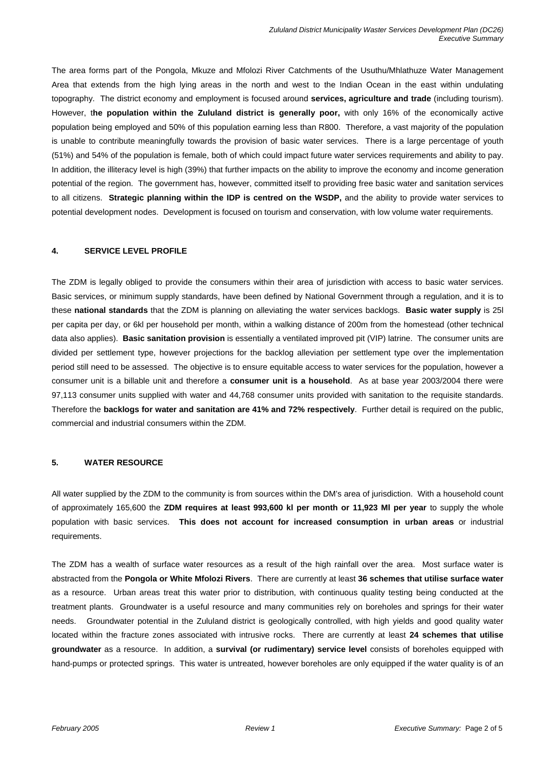The area forms part of the Pongola, Mkuze and Mfolozi River Catchments of the Usuthu/Mhlathuze Water Management Area that extends from the high lying areas in the north and west to the Indian Ocean in the east within undulating topography. The district economy and employment is focused around **services, agriculture and trade** (including tourism). However, t**he population within the Zululand district is generally poor,** with only 16% of the economically active population being employed and 50% of this population earning less than R800. Therefore, a vast majority of the population is unable to contribute meaningfully towards the provision of basic water services. There is a large percentage of youth (51%) and 54% of the population is female, both of which could impact future water services requirements and ability to pay. In addition, the illiteracy level is high (39%) that further impacts on the ability to improve the economy and income generation potential of the region. The government has, however, committed itself to providing free basic water and sanitation services to all citizens. **Strategic planning within the IDP is centred on the WSDP,** and the ability to provide water services to potential development nodes. Development is focused on tourism and conservation, with low volume water requirements.

## 4. SERVICE LEVEL PROFILE

The ZDM is legally obliged to provide the consumers within their area of jurisdiction with access to basic water services. Basic services, or minimum supply standards, have been defined by National Government through a regulation, and it is to these **national standards** that the ZDM is planning on alleviating the water services backlogs. **Basic water supply** is 25l per capita per day, or 6kl per household per month, within a walking distance of 200m from the homestead (other technical data also applies). **Basic sanitation provision** is essentially a ventilated improved pit (VIP) latrine. The consumer units are divided per settlement type, however projections for the backlog alleviation per settlement type over the implementation period still need to be assessed. The objective is to ensure equitable access to water services for the population, however a consumer unit is a billable unit and therefore a **consumer unit is a household**. As at base year 2003/2004 there were 97,113 consumer units supplied with water and 44,768 consumer units provided with sanitation to the requisite standards. Therefore the **backlogs for water and sanitation are 41% and 72% respectively**. Further detail is required on the public, commercial and industrial consumers within the ZDM.

## 5. WATER RESOURCE

All water supplied by the ZDM to the community is from sources within the DM's area of jurisdiction. With a household count of approximately 165,600 the **ZDM requires at least 993,600 kl per month or 11,923 Ml per year** to supply the whole population with basic services. **This does not account for increased consumption in urban areas** or industrial requirements.

The ZDM has a wealth of surface water resources as a result of the high rainfall over the area. Most surface water is abstracted from the **Pongola or White Mfolozi Rivers**. There are currently at least **36 schemes that utilise surface water** as a resource. Urban areas treat this water prior to distribution, with continuous quality testing being conducted at the treatment plants. Groundwater is a useful resource and many communities rely on boreholes and springs for their water needs. Groundwater potential in the Zululand district is geologically controlled, with high yields and good quality water located within the fracture zones associated with intrusive rocks. There are currently at least **24 schemes that utilise groundwater** as a resource. In addition, a **survival (or rudimentary) service level** consists of boreholes equipped with hand-pumps or protected springs. This water is untreated, however boreholes are only equipped if the water quality is of an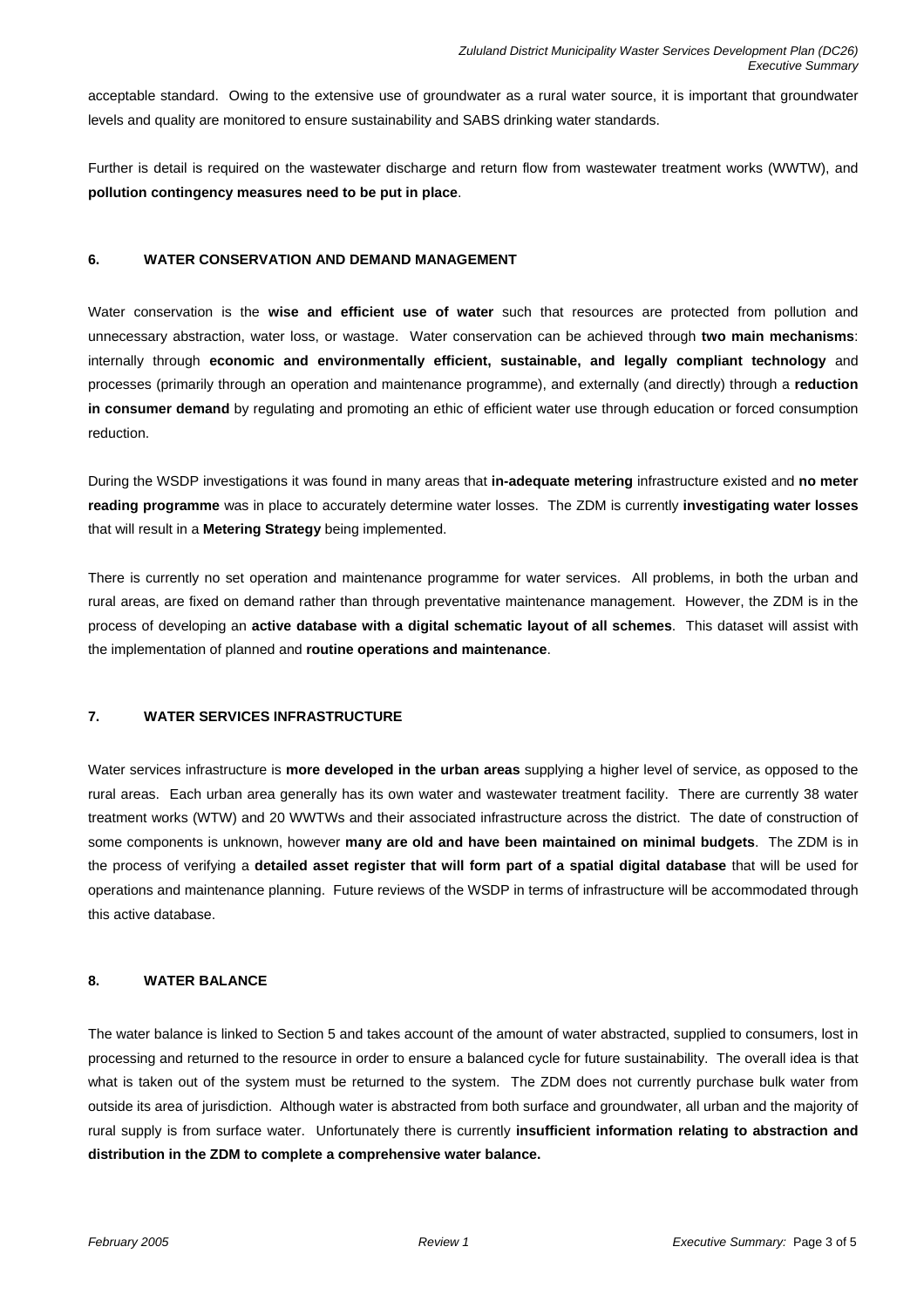acceptable standard. Owing to the extensive use of groundwater as a rural water source, it is important that groundwater levels and quality are monitored to ensure sustainability and SABS drinking water standards.

Further is detail is required on the wastewater discharge and return flow from wastewater treatment works (WWTW), and **pollution contingency measures need to be put in place**.

## 6. WATER CONSERVATION AND DEMAND MANAGEMENT

Water conservation is the **wise and efficient use of water** such that resources are protected from pollution and unnecessary abstraction, water loss, or wastage. Water conservation can be achieved through **two main mechanisms**: internally through **economic and environmentally efficient, sustainable, and legally compliant technology** and processes (primarily through an operation and maintenance programme), and externally (and directly) through a **reduction in consumer demand** by regulating and promoting an ethic of efficient water use through education or forced consumption reduction.

During the WSDP investigations it was found in many areas that **in-adequate metering** infrastructure existed and **no meter reading programme** was in place to accurately determine water losses. The ZDM is currently **investigating water losses** that will result in a **Metering Strategy** being implemented.

There is currently no set operation and maintenance programme for water services. All problems, in both the urban and rural areas, are fixed on demand rather than through preventative maintenance management. However, the ZDM is in the process of developing an **active database with a digital schematic layout of all schemes**. This dataset will assist with the implementation of planned and **routine operations and maintenance**.

## 7. WATER SERVICES INFRASTRUCTURE

Water services infrastructure is **more developed in the urban areas** supplying a higher level of service, as opposed to the rural areas. Each urban area generally has its own water and wastewater treatment facility. There are currently 38 water treatment works (WTW) and 20 WWTWs and their associated infrastructure across the district. The date of construction of some components is unknown, however **many are old and have been maintained on minimal budgets**. The ZDM is in the process of verifying a **detailed asset register that will form part of a spatial digital database** that will be used for operations and maintenance planning. Future reviews of the WSDP in terms of infrastructure will be accommodated through this active database.

## 8. WATER BALANCE

The water balance is linked to Section 5 and takes account of the amount of water abstracted, supplied to consumers, lost in processing and returned to the resource in order to ensure a balanced cycle for future sustainability. The overall idea is that what is taken out of the system must be returned to the system. The ZDM does not currently purchase bulk water from outside its area of jurisdiction. Although water is abstracted from both surface and groundwater, all urban and the majority of rural supply is from surface water. Unfortunately there is currently **insufficient information relating to abstraction and distribution in the ZDM to complete a comprehensive water balance.**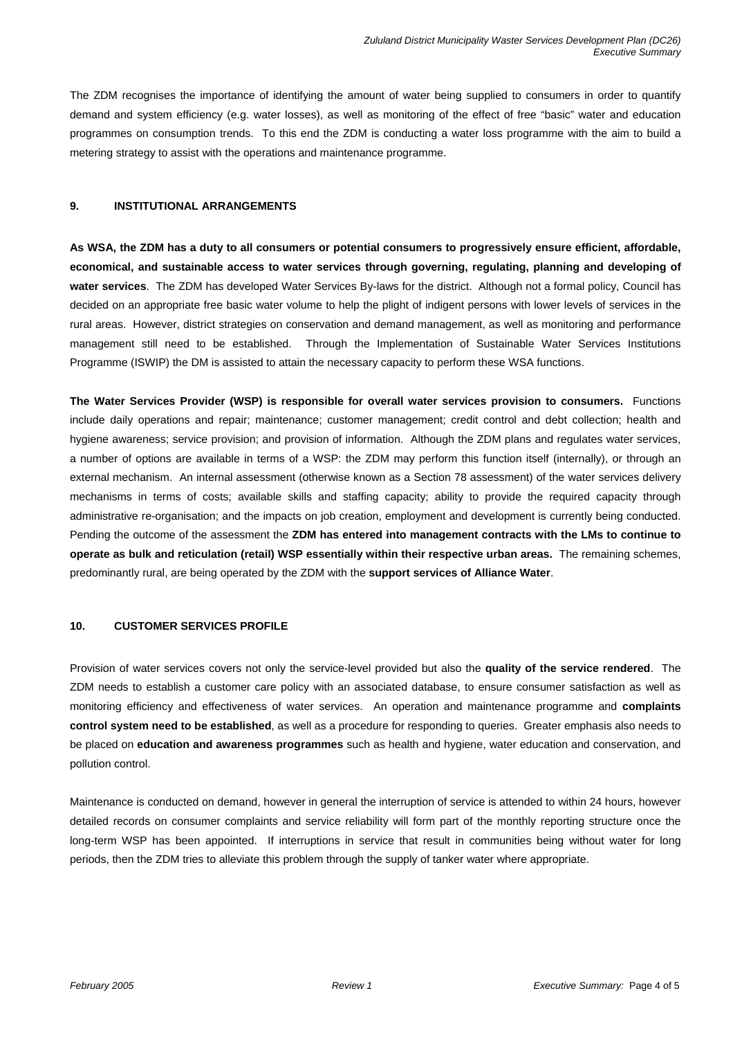The ZDM recognises the importance of identifying the amount of water being supplied to consumers in order to quantify demand and system efficiency (e.g. water losses), as well as monitoring of the effect of free "basic" water and education programmes on consumption trends. To this end the ZDM is conducting a water loss programme with the aim to build a metering strategy to assist with the operations and maintenance programme.

## 9. INSTITUTIONAL ARRANGEMENTS

**As WSA, the ZDM has a duty to all consumers or potential consumers to progressively ensure efficient, affordable, economical, and sustainable access to water services through governing, regulating, planning and developing of water services**. The ZDM has developed Water Services By-laws for the district. Although not a formal policy, Council has decided on an appropriate free basic water volume to help the plight of indigent persons with lower levels of services in the rural areas. However, district strategies on conservation and demand management, as well as monitoring and performance management still need to be established. Through the Implementation of Sustainable Water Services Institutions Programme (ISWIP) the DM is assisted to attain the necessary capacity to perform these WSA functions.

**The Water Services Provider (WSP) is responsible for overall water services provision to consumers.** Functions include daily operations and repair; maintenance; customer management; credit control and debt collection; health and hygiene awareness; service provision; and provision of information. Although the ZDM plans and regulates water services, a number of options are available in terms of a WSP: the ZDM may perform this function itself (internally), or through an external mechanism. An internal assessment (otherwise known as a Section 78 assessment) of the water services delivery mechanisms in terms of costs; available skills and staffing capacity; ability to provide the required capacity through administrative re-organisation; and the impacts on job creation, employment and development is currently being conducted. Pending the outcome of the assessment the **ZDM has entered into management contracts with the LMs to continue to operate as bulk and reticulation (retail) WSP essentially within their respective urban areas.** The remaining schemes, predominantly rural, are being operated by the ZDM with the **support services of Alliance Water**.

## 10. CUSTOMER SERVICES PROFILE

Provision of water services covers not only the service-level provided but also the **quality of the service rendered**. The ZDM needs to establish a customer care policy with an associated database, to ensure consumer satisfaction as well as monitoring efficiency and effectiveness of water services. An operation and maintenance programme and **complaints control system need to be established**, as well as a procedure for responding to queries. Greater emphasis also needs to be placed on **education and awareness programmes** such as health and hygiene, water education and conservation, and pollution control.

Maintenance is conducted on demand, however in general the interruption of service is attended to within 24 hours, however detailed records on consumer complaints and service reliability will form part of the monthly reporting structure once the long-term WSP has been appointed. If interruptions in service that result in communities being without water for long periods, then the ZDM tries to alleviate this problem through the supply of tanker water where appropriate.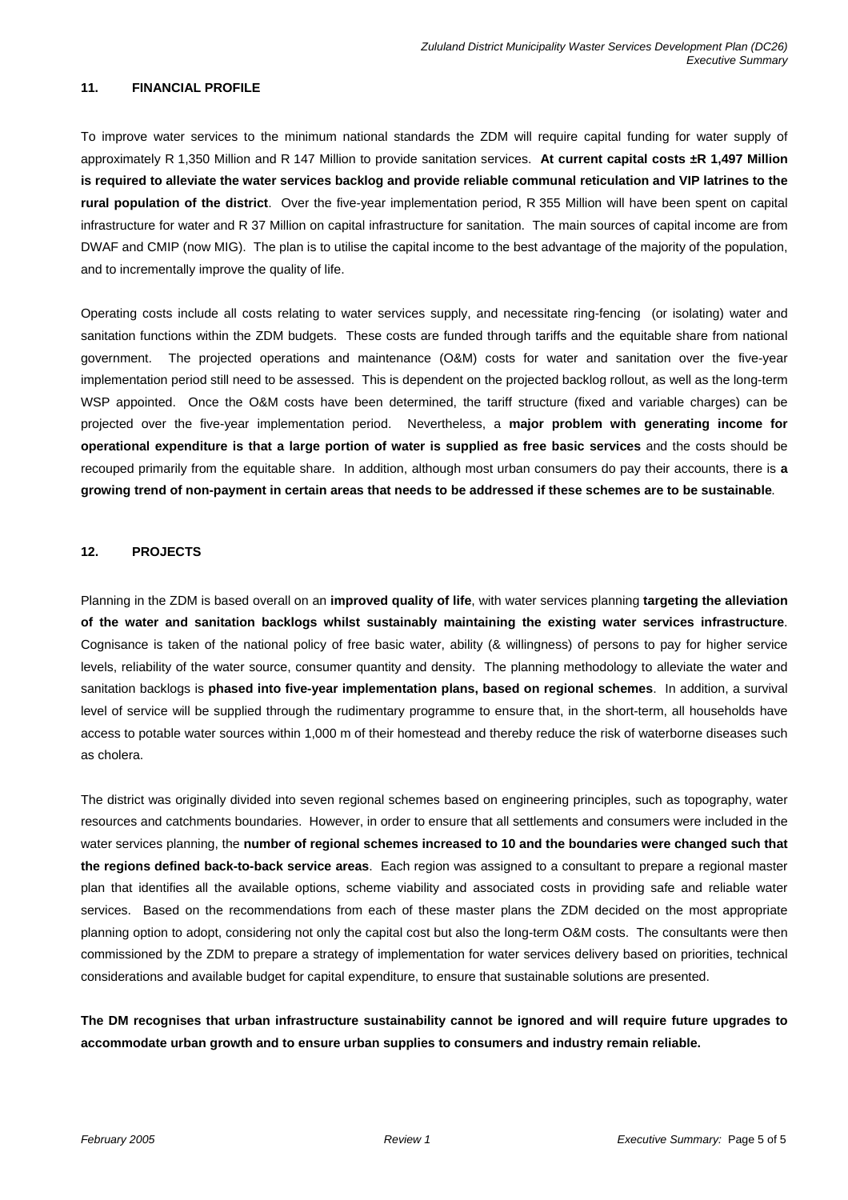## 11. FINANCIAL PROFILE

To improve water services to the minimum national standards the ZDM will require capital funding for water supply of approximately R 1,350 Million and R 147 Million to provide sanitation services. **At current capital costs ±R 1,497 Million is required to alleviate the water services backlog and provide reliable communal reticulation and VIP latrines to the rural population of the district**. Over the five-year implementation period, R 355 Million will have been spent on capital infrastructure for water and R 37 Million on capital infrastructure for sanitation. The main sources of capital income are from DWAF and CMIP (now MIG). The plan is to utilise the capital income to the best advantage of the majority of the population, and to incrementally improve the quality of life.

Operating costs include all costs relating to water services supply, and necessitate ring-fencing (or isolating) water and sanitation functions within the ZDM budgets. These costs are funded through tariffs and the equitable share from national government. The projected operations and maintenance (O&M) costs for water and sanitation over the five-year implementation period still need to be assessed. This is dependent on the projected backlog rollout, as well as the long-term WSP appointed. Once the O&M costs have been determined, the tariff structure (fixed and variable charges) can be projected over the five-year implementation period. Nevertheless, a **major problem with generating income for operational expenditure is that a large portion of water is supplied as free basic services** and the costs should be recouped primarily from the equitable share. In addition, although most urban consumers do pay their accounts, there is **a growing trend of non-payment in certain areas that needs to be addressed if these schemes are to be sustainable**.

## 12. PROJECTS

Planning in the ZDM is based overall on an **improved quality of life**, with water services planning **targeting the alleviation of the water and sanitation backlogs whilst sustainably maintaining the existing water services infrastructure**. Cognisance is taken of the national policy of free basic water, ability (& willingness) of persons to pay for higher service levels, reliability of the water source, consumer quantity and density. The planning methodology to alleviate the water and sanitation backlogs is **phased into five-year implementation plans, based on regional schemes**. In addition, a survival level of service will be supplied through the rudimentary programme to ensure that, in the short-term, all households have access to potable water sources within 1,000 m of their homestead and thereby reduce the risk of waterborne diseases such as cholera.

The district was originally divided into seven regional schemes based on engineering principles, such as topography, water resources and catchments boundaries. However, in order to ensure that all settlements and consumers were included in the water services planning, the **number of regional schemes increased to 10 and the boundaries were changed such that the regions defined back-to-back service areas**. Each region was assigned to a consultant to prepare a regional master plan that identifies all the available options, scheme viability and associated costs in providing safe and reliable water services. Based on the recommendations from each of these master plans the ZDM decided on the most appropriate planning option to adopt, considering not only the capital cost but also the long-term O&M costs. The consultants were then commissioned by the ZDM to prepare a strategy of implementation for water services delivery based on priorities, technical considerations and available budget for capital expenditure, to ensure that sustainable solutions are presented.

**The DM recognises that urban infrastructure sustainability cannot be ignored and will require future upgrades to accommodate urban growth and to ensure urban supplies to consumers and industry remain reliable.**